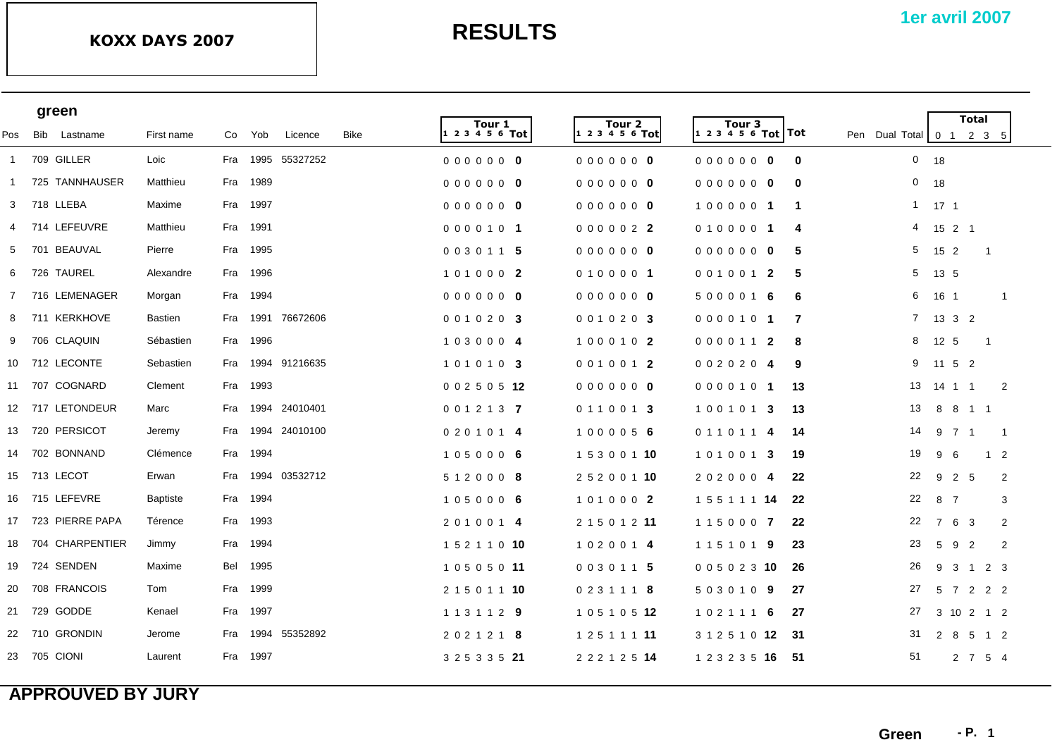**KOXX DAYS 2007**

# RESULTS

**1er avril 2007**

## green

| Pos | Bib | Lastname | First name | Co | Yob | Licence | Bike | Tour 1 (1 2 3 4 5 6) | Tour 1 Tot | Tour 2 (1 2 3 4 5 6) | Tour 2 Tot | Tour 3 (1 2 3 4 5 6) | Tour 3 Tot | Tot | Pen | Dual | Total | Total 0 | Total 1 | Total 2 | Total 3 | Total 5 |
|---|---|---|---|---|---|---|---|---|---|---|---|---|---|---|---|---|---|---|---|---|---|---|
| 1 | 709 | GILLER | Loic | Fra | 1995 | 55327252 | | 0 0 0 0 0 0 | **0** | 0 0 0 0 0 0 | **0** | 0 0 0 0 0 0 | **0** | **0** | | | 0 | 18 | | | | |
| 1 | 725 | TANNHAUSER | Matthieu | Fra | 1989 | | | 0 0 0 0 0 0 | **0** | 0 0 0 0 0 0 | **0** | 0 0 0 0 0 0 | **0** | **0** | | | 0 | 18 | | | | |
| 3 | 718 | LLEBA | Maxime | Fra | 1997 | | | 0 0 0 0 0 0 | **0** | 0 0 0 0 0 0 | **0** | 1 0 0 0 0 0 | **1** | **1** | | | 1 | 17 | 1 | | | |
| 4 | 714 | LEFEUVRE | Matthieu | Fra | 1991 | | | 0 0 0 0 1 0 | **1** | 0 0 0 0 0 2 | **2** | 0 1 0 0 0 0 | **1** | **4** | | | 4 | 15 | 2 | 1 | | |
| 5 | 701 | BEAUVAL | Pierre | Fra | 1995 | | | 0 0 3 0 1 1 | **5** | 0 0 0 0 0 0 | **0** | 0 0 0 0 0 0 | **0** | **5** | | | 5 | 15 | 2 | | 1 | |
| 6 | 726 | TAUREL | Alexandre | Fra | 1996 | | | 1 0 1 0 0 0 | **2** | 0 1 0 0 0 0 | **1** | 0 0 1 0 0 1 | **2** | **5** | | | 5 | 13 | 5 | | | |
| 7 | 716 | LEMENAGER | Morgan | Fra | 1994 | | | 0 0 0 0 0 0 | **0** | 0 0 0 0 0 0 | **0** | 5 0 0 0 0 1 | **6** | **6** | | | 6 | 16 | 1 | | | 1 |
| 8 | 711 | KERKHOVE | Bastien | Fra | 1991 | 76672606 | | 0 0 1 0 2 0 | **3** | 0 0 1 0 2 0 | **3** | 0 0 0 0 1 0 | **1** | **7** | | | 7 | 13 | 3 | 2 | | |
| 9 | 706 | CLAQUIN | Sébastien | Fra | 1996 | | | 1 0 3 0 0 0 | **4** | 1 0 0 0 1 0 | **2** | 0 0 0 0 1 1 | **2** | **8** | | | 8 | 12 | 5 | | 1 | |
| 10 | 712 | LECONTE | Sebastien | Fra | 1994 | 91216635 | | 1 0 1 0 1 0 | **3** | 0 0 1 0 0 1 | **2** | 0 0 2 0 2 0 | **4** | **9** | | | 9 | 11 | 5 | 2 | | |
| 11 | 707 | COGNARD | Clement | Fra | 1993 | | | 0 0 2 5 0 5 | **12** | 0 0 0 0 0 0 | **0** | 0 0 0 0 1 0 | **1** | **13** | | | 13 | 14 | 1 | 1 | | 2 |
| 12 | 717 | LETONDEUR | Marc | Fra | 1994 | 24010401 | | 0 0 1 2 1 3 | **7** | 0 1 1 0 0 1 | **3** | 1 0 0 1 0 1 | **3** | **13** | | | 13 | 8 | 8 | 1 | 1 | |
| 13 | 720 | PERSICOT | Jeremy | Fra | 1994 | 24010100 | | 0 2 0 1 0 1 | **4** | 1 0 0 0 0 5 | **6** | 0 1 1 0 1 1 | **4** | **14** | | | 14 | 9 | 7 | 1 | | 1 |
| 14 | 702 | BONNAND | Clémence | Fra | 1994 | | | 1 0 5 0 0 0 | **6** | 1 5 3 0 0 1 | **10** | 1 0 1 0 0 1 | **3** | **19** | | | 19 | 9 | 6 | | 1 | 2 |
| 15 | 713 | LECOT | Erwan | Fra | 1994 | 03532712 | | 5 1 2 0 0 0 | **8** | 2 5 2 0 0 1 | **10** | 2 0 2 0 0 0 | **4** | **22** | | | 22 | 9 | 2 | 5 | | 2 |
| 16 | 715 | LEFEVRE | Baptiste | Fra | 1994 | | | 1 0 5 0 0 0 | **6** | 1 0 1 0 0 0 | **2** | 1 5 5 1 1 1 | **14** | **22** | | | 22 | 8 | 7 | | | 3 |
| 17 | 723 | PIERRE PAPA | Térence | Fra | 1993 | | | 2 0 1 0 0 1 | **4** | 2 1 5 0 1 2 | **11** | 1 1 5 0 0 0 | **7** | **22** | | | 22 | 7 | 6 | 3 | | 2 |
| 18 | 704 | CHARPENTIER | Jimmy | Fra | 1994 | | | 1 5 2 1 1 0 | **10** | 1 0 2 0 0 1 | **4** | 1 1 5 1 0 1 | **9** | **23** | | | 23 | 5 | 9 | 2 | | 2 |
| 19 | 724 | SENDEN | Maxime | Bel | 1995 | | | 1 0 5 0 5 0 | **11** | 0 0 3 0 1 1 | **5** | 0 0 5 0 2 3 | **10** | **26** | | | 26 | 9 | 3 | 1 | 2 | 3 |
| 20 | 708 | FRANCOIS | Tom | Fra | 1999 | | | 2 1 5 0 1 1 | **10** | 0 2 3 1 1 1 | **8** | 5 0 3 0 1 0 | **9** | **27** | | | 27 | 5 | 7 | 2 | 2 | 2 |
| 21 | 729 | GODDE | Kenael | Fra | 1997 | | | 1 1 3 1 1 2 | **9** | 1 0 5 1 0 5 | **12** | 1 0 2 1 1 1 | **6** | **27** | | | 27 | 3 | 10 | 2 | 1 | 2 |
| 22 | 710 | GRONDIN | Jerome | Fra | 1994 | 55352892 | | 2 0 2 1 2 1 | **8** | 1 2 5 1 1 1 | **11** | 3 1 2 5 1 0 | **12** | **31** | | | 31 | 2 | 8 | 5 | 1 | 2 |
| 23 | 705 | CIONI | Laurent | Fra | 1997 | | | 3 2 5 3 3 5 | **21** | 2 2 2 1 2 5 | **14** | 1 2 3 2 3 5 | **16** | **51** | | | 51 | | 2 | 7 | 5 | 4 |

**APPROUVED BY JURY**

**Green**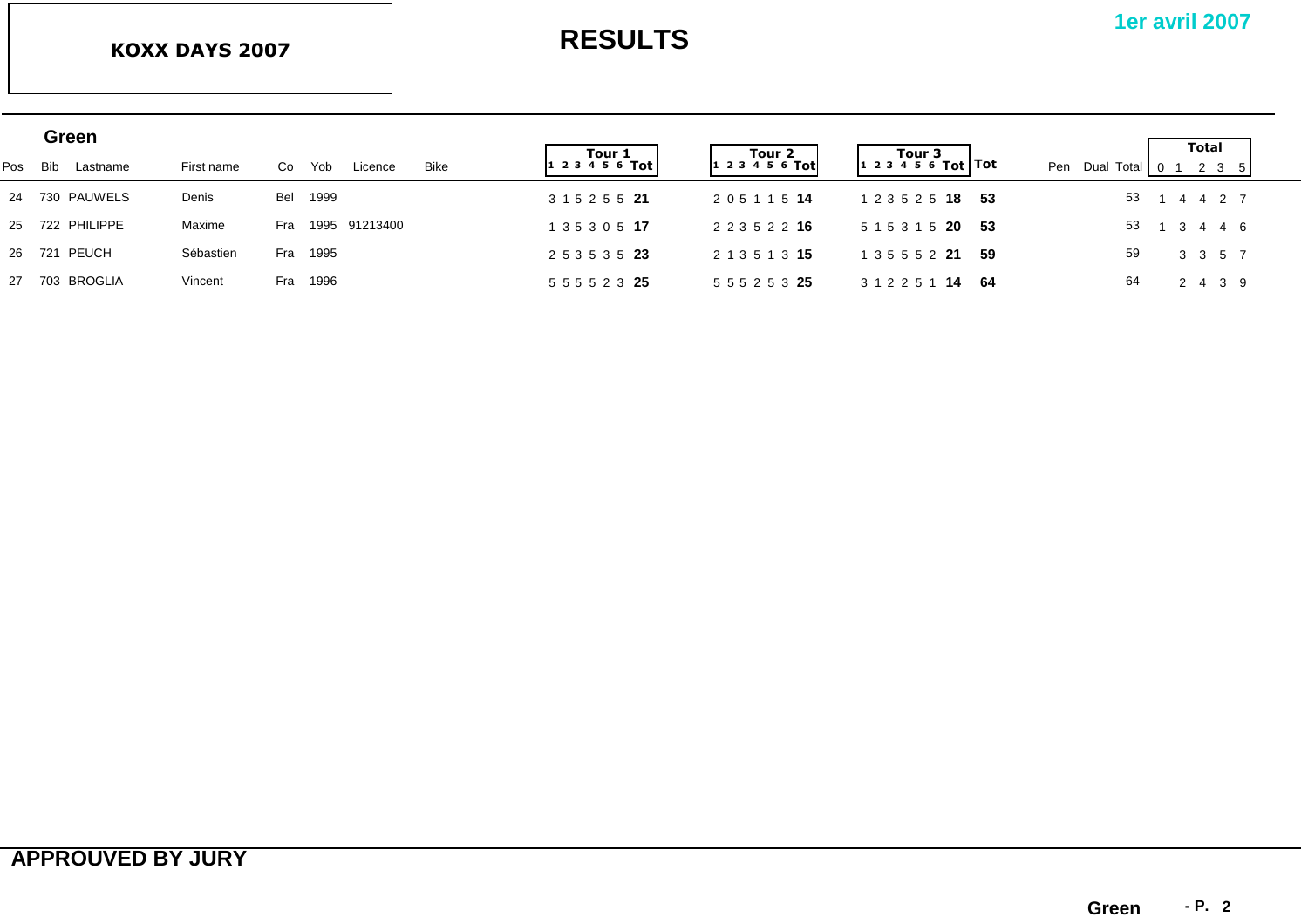**KOXX DAYS 2007**

# RESULTS

1er avril 2007

## Green

| Pos | Bib | Lastname | First name | Co | Yob | Licence | Bike | Tour 1: 1 | 2 | 3 | 4 | 5 | 6 | Tot | Tour 2: 1 | 2 | 3 | 4 | 5 | 6 | Tot | Tour 3: 1 | 2 | 3 | 4 | 5 | 6 | Tot | Tot | Pen | Dual | Total | Total: 0 | 1 | 2 | 3 | 5 |
|---|---|---|---|---|---|---|---|---|---|---|---|---|---|---|---|---|---|---|---|---|---|---|---|---|---|---|---|---|---|---|---|---|---|---|---|---|---|
| 24 | 730 | PAUWELS | Denis | Bel | 1999 | | | 3 | 1 | 5 | 2 | 5 | 5 | **21** | 2 | 0 | 5 | 1 | 1 | 5 | **14** | 1 | 2 | 3 | 5 | 2 | 5 | **18** | **53** | | | 53 | 1 | 4 | 4 | 2 | 7 |
| 25 | 722 | PHILIPPE | Maxime | Fra | 1995 | 91213400 | | 1 | 3 | 5 | 3 | 0 | 5 | **17** | 2 | 2 | 3 | 5 | 2 | 2 | **16** | 5 | 1 | 5 | 3 | 1 | 5 | **20** | **53** | | | 53 | 1 | 3 | 4 | 4 | 6 |
| 26 | 721 | PEUCH | Sébastien | Fra | 1995 | | | 2 | 5 | 3 | 5 | 3 | 5 | **23** | 2 | 1 | 3 | 5 | 1 | 3 | **15** | 1 | 3 | 5 | 5 | 5 | 2 | **21** | **59** | | | 59 | | 3 | 3 | 5 | 7 |
| 27 | 703 | BROGLIA | Vincent | Fra | 1996 | | | 5 | 5 | 5 | 5 | 2 | 3 | **25** | 5 | 5 | 5 | 2 | 5 | 3 | **25** | 3 | 1 | 2 | 2 | 5 | 1 | **14** | **64** | | | 64 | | 2 | 4 | 3 | 9 |

**APPROUVED BY JURY**